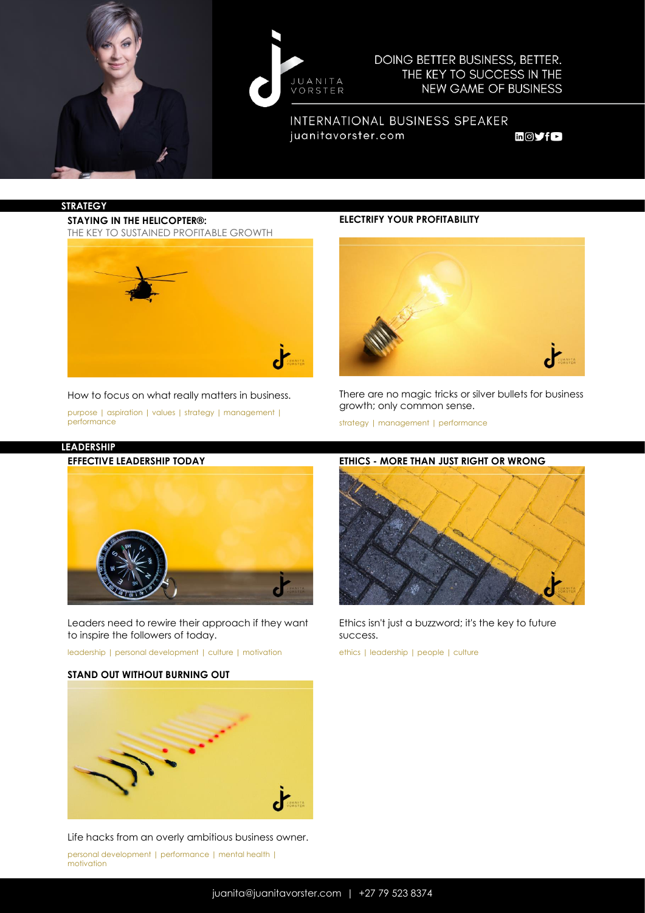JUANITA VORSTER

DOING BETTER BUSINESS, BETTER.
THE KEY TO SUCCESS IN THE NEW GAME OF BUSINESS

INTERNATIONAL BUSINESS SPEAKER
juanitavorster.com

## STRATEGY

### STAYING IN THE HELICOPTER®:
THE KEY TO SUSTAINED PROFITABLE GROWTH

How to focus on what really matters in business.

purpose | aspiration | values | strategy | management | performance

### ELECTRIFY YOUR PROFITABILITY

There are no magic tricks or silver bullets for business growth; only common sense.

strategy | management | performance

## LEADERSHIP

### EFFECTIVE LEADERSHIP TODAY

Leaders need to rewire their approach if they want to inspire the followers of today.

leadership | personal development | culture | motivation

### ETHICS - MORE THAN JUST RIGHT OR WRONG

Ethics isn't just a buzzword; it's the key to future success.

ethics | leadership | people | culture

### STAND OUT WITHOUT BURNING OUT

Life hacks from an overly ambitious business owner.

personal development | performance | mental health | motivation

juanita@juanitavorster.com | +27 79 523 8374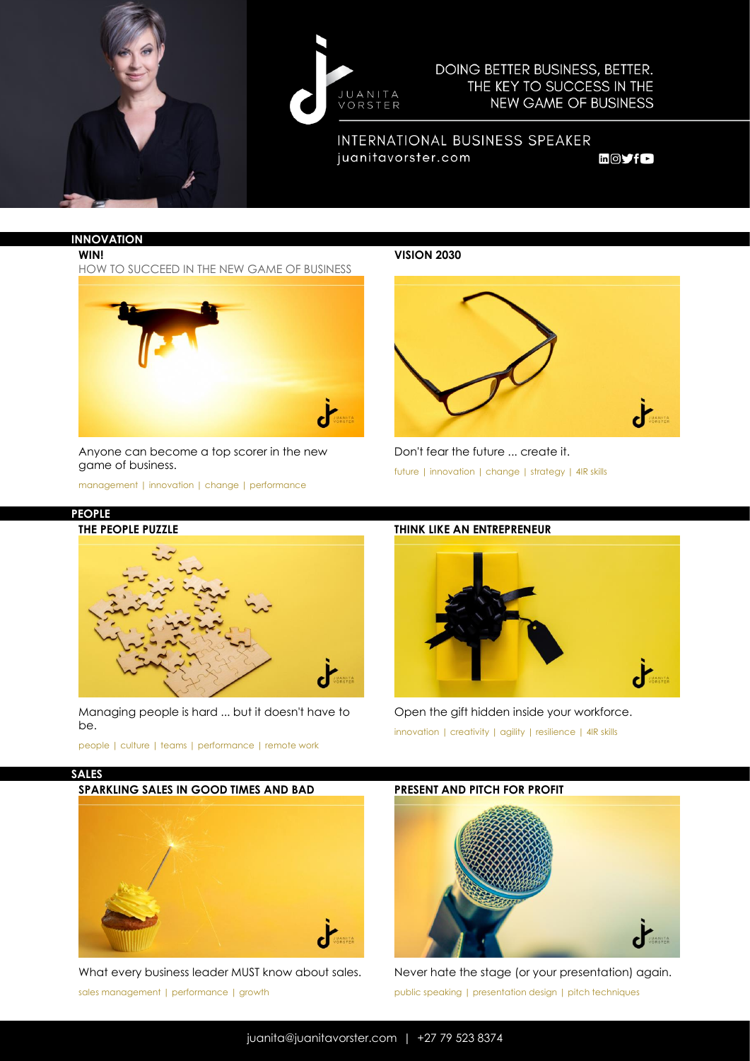JUANITA VORSTER

DOING BETTER BUSINESS, BETTER.
THE KEY TO SUCCESS IN THE NEW GAME OF BUSINESS

INTERNATIONAL BUSINESS SPEAKER
juanitavorster.com

## INNOVATION

### WIN!

HOW TO SUCCEED IN THE NEW GAME OF BUSINESS

Anyone can become a top scorer in the new game of business.

management | innovation | change | performance

### VISION 2030

Don't fear the future ... create it.

future | innovation | change | strategy | 4IR skills

## PEOPLE

### THE PEOPLE PUZZLE

Managing people is hard ... but it doesn't have to be.

people | culture | teams | performance | remote work

### THINK LIKE AN ENTREPRENEUR

Open the gift hidden inside your workforce.

innovation | creativity | agility | resilience | 4IR skills

## SALES

### SPARKLING SALES IN GOOD TIMES AND BAD

What every business leader MUST know about sales.

sales management | performance | growth

### PRESENT AND PITCH FOR PROFIT

Never hate the stage (or your presentation) again.

public speaking | presentation design | pitch techniques

juanita@juanitavorster.com | +27 79 523 8374